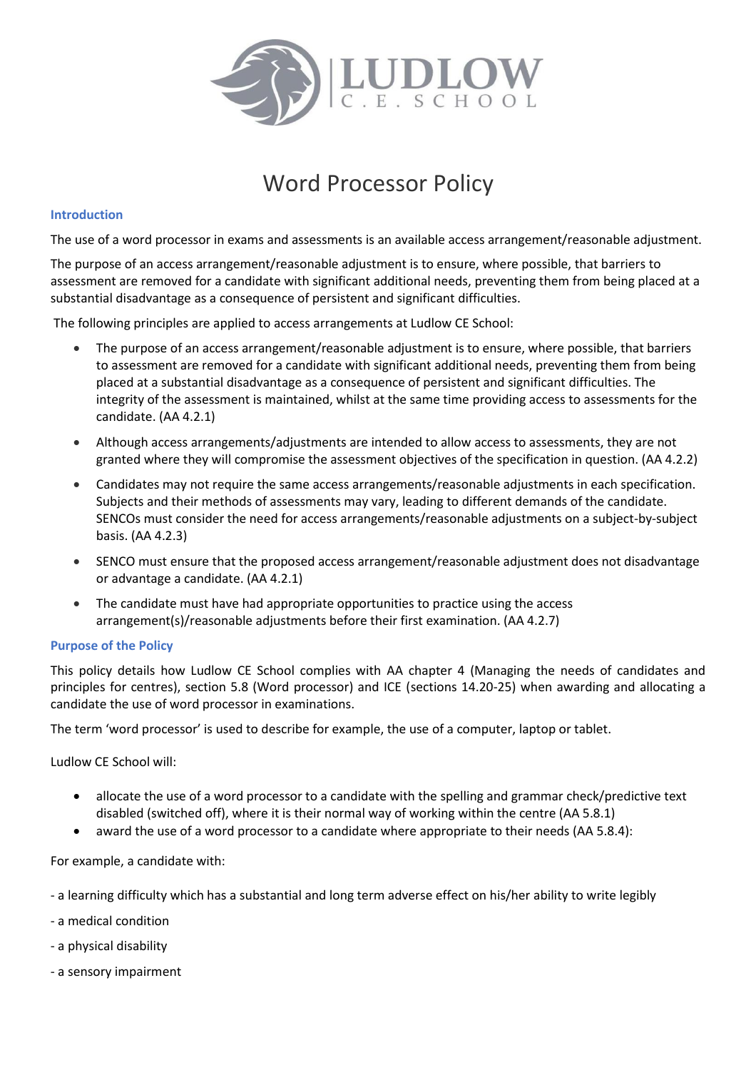# Word Processor Policy

## Introduction

The use of a word processor in exams and assessments is an available access arrangement/reasonable adjustment.

The purpose of an access arrangement/reasonable adjustment is to ensure, where possible, that barriers to assessment are removed for a candidate with significant additional needs, preventing them from being placed at a substantial disadvantage as a consequence of persistent and significant difficulties.

The following principles are applied to access arrangements at Ludlow CE School:

- The purpose of an access arrangement/reasonable adjustment is to ensure, where possible, that barriers to assessment are removed for a candidate with significant additional needs, preventing them from being placed at a substantial disadvantage as a consequence of persistent and significant difficulties. The integrity of the assessment is maintained, whilst at the same time providing access to assessments for the candidate. (AA 4.2.1)
- Although access arrangements/adjustments are intended to allow access to assessments, they are not granted where they will compromise the assessment objectives of the specification in question. (AA 4.2.2)
- Candidates may not require the same access arrangements/reasonable adjustments in each specification. Subjects and their methods of assessments may vary, leading to different demands of the candidate. SENCOs must consider the need for access arrangements/reasonable adjustments on a subject-by-subject basis. (AA 4.2.3)
- SENCO must ensure that the proposed access arrangement/reasonable adjustment does not disadvantage or advantage a candidate. (AA 4.2.1)
- The candidate must have had appropriate opportunities to practice using the access arrangement(s)/reasonable adjustments before their first examination. (AA 4.2.7)

## Purpose of the Policy

This policy details how Ludlow CE School complies with AA chapter 4 (Managing the needs of candidates and principles for centres), section 5.8 (Word processor) and ICE (sections 14.20-25) when awarding and allocating a candidate the use of word processor in examinations.

The term 'word processor' is used to describe for example, the use of a computer, laptop or tablet.

Ludlow CE School will:

- allocate the use of a word processor to a candidate with the spelling and grammar check/predictive text disabled (switched off), where it is their normal way of working within the centre (AA 5.8.1)
- award the use of a word processor to a candidate where appropriate to their needs (AA 5.8.4):

For example, a candidate with:

- a learning difficulty which has a substantial and long term adverse effect on his/her ability to write legibly
- a medical condition
- a physical disability
- a sensory impairment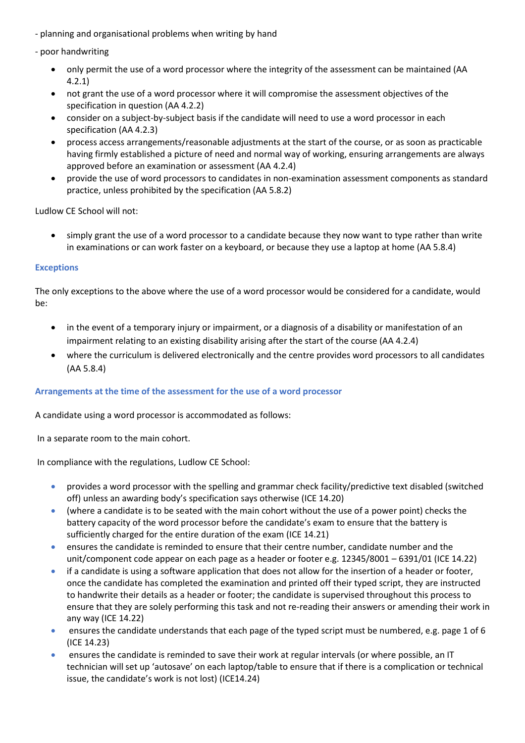- planning and organisational problems when writing by hand

- poor handwriting

- only permit the use of a word processor where the integrity of the assessment can be maintained (AA 4.2.1)
- not grant the use of a word processor where it will compromise the assessment objectives of the specification in question (AA 4.2.2)
- consider on a subject-by-subject basis if the candidate will need to use a word processor in each specification (AA 4.2.3)
- process access arrangements/reasonable adjustments at the start of the course, or as soon as practicable having firmly established a picture of need and normal way of working, ensuring arrangements are always approved before an examination or assessment (AA 4.2.4)
- provide the use of word processors to candidates in non-examination assessment components as standard practice, unless prohibited by the specification (AA 5.8.2)

Ludlow CE School will not:

- simply grant the use of a word processor to a candidate because they now want to type rather than write in examinations or can work faster on a keyboard, or because they use a laptop at home (AA 5.8.4)

### Exceptions

The only exceptions to the above where the use of a word processor would be considered for a candidate, would be:

- in the event of a temporary injury or impairment, or a diagnosis of a disability or manifestation of an impairment relating to an existing disability arising after the start of the course (AA 4.2.4)
- where the curriculum is delivered electronically and the centre provides word processors to all candidates (AA 5.8.4)

### Arrangements at the time of the assessment for the use of a word processor

A candidate using a word processor is accommodated as follows:

In a separate room to the main cohort.

In compliance with the regulations, Ludlow CE School:

- provides a word processor with the spelling and grammar check facility/predictive text disabled (switched off) unless an awarding body's specification says otherwise (ICE 14.20)
- (where a candidate is to be seated with the main cohort without the use of a power point) checks the battery capacity of the word processor before the candidate's exam to ensure that the battery is sufficiently charged for the entire duration of the exam (ICE 14.21)
- ensures the candidate is reminded to ensure that their centre number, candidate number and the unit/component code appear on each page as a header or footer e.g. 12345/8001 – 6391/01 (ICE 14.22)
- if a candidate is using a software application that does not allow for the insertion of a header or footer, once the candidate has completed the examination and printed off their typed script, they are instructed to handwrite their details as a header or footer; the candidate is supervised throughout this process to ensure that they are solely performing this task and not re-reading their answers or amending their work in any way (ICE 14.22)
- ensures the candidate understands that each page of the typed script must be numbered, e.g. page 1 of 6 (ICE 14.23)
- ensures the candidate is reminded to save their work at regular intervals (or where possible, an IT technician will set up 'autosave' on each laptop/table to ensure that if there is a complication or technical issue, the candidate's work is not lost) (ICE14.24)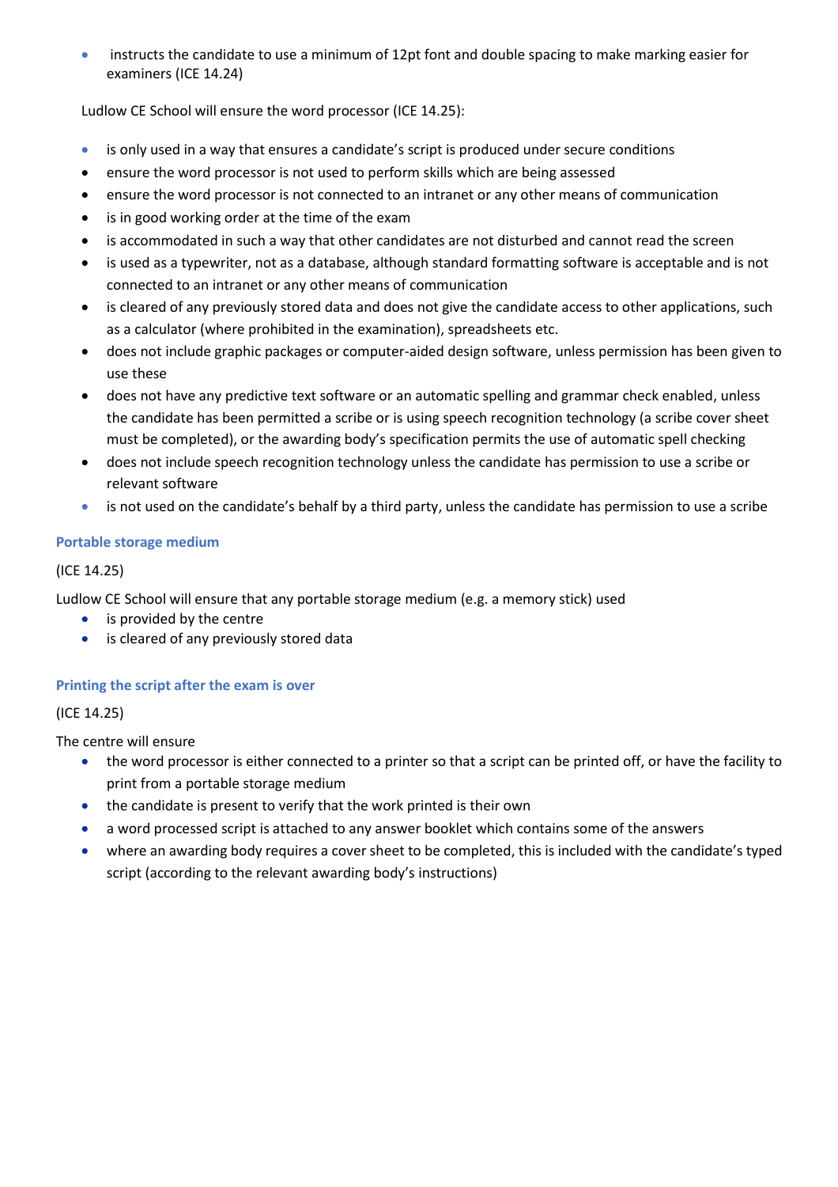- instructs the candidate to use a minimum of 12pt font and double spacing to make marking easier for examiners (ICE 14.24)

Ludlow CE School will ensure the word processor (ICE 14.25):

- is only used in a way that ensures a candidate's script is produced under secure conditions
- ensure the word processor is not used to perform skills which are being assessed
- ensure the word processor is not connected to an intranet or any other means of communication
- is in good working order at the time of the exam
- is accommodated in such a way that other candidates are not disturbed and cannot read the screen
- is used as a typewriter, not as a database, although standard formatting software is acceptable and is not connected to an intranet or any other means of communication
- is cleared of any previously stored data and does not give the candidate access to other applications, such as a calculator (where prohibited in the examination), spreadsheets etc.
- does not include graphic packages or computer-aided design software, unless permission has been given to use these
- does not have any predictive text software or an automatic spelling and grammar check enabled, unless the candidate has been permitted a scribe or is using speech recognition technology (a scribe cover sheet must be completed), or the awarding body's specification permits the use of automatic spell checking
- does not include speech recognition technology unless the candidate has permission to use a scribe or relevant software
- is not used on the candidate's behalf by a third party, unless the candidate has permission to use a scribe

### Portable storage medium

(ICE 14.25)

Ludlow CE School will ensure that any portable storage medium (e.g. a memory stick) used

- is provided by the centre
- is cleared of any previously stored data

### Printing the script after the exam is over

(ICE 14.25)

The centre will ensure

- the word processor is either connected to a printer so that a script can be printed off, or have the facility to print from a portable storage medium
- the candidate is present to verify that the work printed is their own
- a word processed script is attached to any answer booklet which contains some of the answers
- where an awarding body requires a cover sheet to be completed, this is included with the candidate's typed script (according to the relevant awarding body's instructions)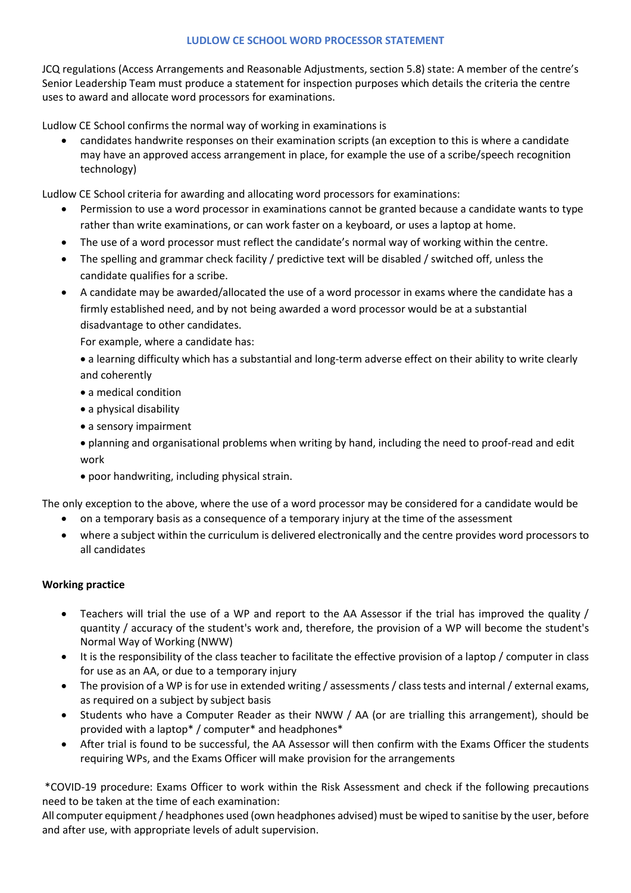# LUDLOW CE SCHOOL WORD PROCESSOR STATEMENT

JCQ regulations (Access Arrangements and Reasonable Adjustments, section 5.8) state: A member of the centre's Senior Leadership Team must produce a statement for inspection purposes which details the criteria the centre uses to award and allocate word processors for examinations.

Ludlow CE School confirms the normal way of working in examinations is

- candidates handwrite responses on their examination scripts (an exception to this is where a candidate may have an approved access arrangement in place, for example the use of a scribe/speech recognition technology)

Ludlow CE School criteria for awarding and allocating word processors for examinations:

- Permission to use a word processor in examinations cannot be granted because a candidate wants to type rather than write examinations, or can work faster on a keyboard, or uses a laptop at home.
- The use of a word processor must reflect the candidate's normal way of working within the centre.
- The spelling and grammar check facility / predictive text will be disabled / switched off, unless the candidate qualifies for a scribe.
- A candidate may be awarded/allocated the use of a word processor in exams where the candidate has a firmly established need, and by not being awarded a word processor would be at a substantial disadvantage to other candidates.

  For example, where a candidate has:

  - a learning difficulty which has a substantial and long-term adverse effect on their ability to write clearly and coherently
  - a medical condition
  - a physical disability
  - a sensory impairment
  - planning and organisational problems when writing by hand, including the need to proof-read and edit work
  - poor handwriting, including physical strain.

The only exception to the above, where the use of a word processor may be considered for a candidate would be

- on a temporary basis as a consequence of a temporary injury at the time of the assessment
- where a subject within the curriculum is delivered electronically and the centre provides word processors to all candidates

**Working practice**

- Teachers will trial the use of a WP and report to the AA Assessor if the trial has improved the quality / quantity / accuracy of the student's work and, therefore, the provision of a WP will become the student's Normal Way of Working (NWW)
- It is the responsibility of the class teacher to facilitate the effective provision of a laptop / computer in class for use as an AA, or due to a temporary injury
- The provision of a WP is for use in extended writing / assessments / class tests and internal / external exams, as required on a subject by subject basis
- Students who have a Computer Reader as their NWW / AA (or are trialling this arrangement), should be provided with a laptop* / computer* and headphones*
- After trial is found to be successful, the AA Assessor will then confirm with the Exams Officer the students requiring WPs, and the Exams Officer will make provision for the arrangements

*COVID-19 procedure: Exams Officer to work within the Risk Assessment and check if the following precautions need to be taken at the time of each examination:
All computer equipment / headphones used (own headphones advised) must be wiped to sanitise by the user, before and after use, with appropriate levels of adult supervision.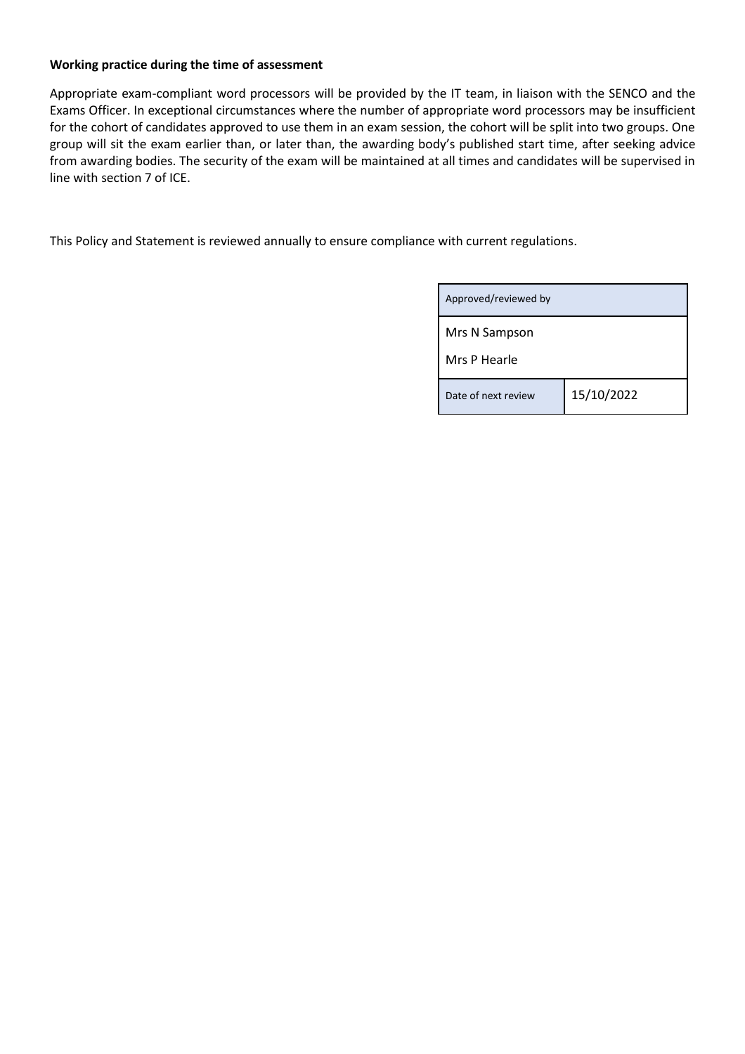**Working practice during the time of assessment**

Appropriate exam-compliant word processors will be provided by the IT team, in liaison with the SENCO and the Exams Officer. In exceptional circumstances where the number of appropriate word processors may be insufficient for the cohort of candidates approved to use them in an exam session, the cohort will be split into two groups. One group will sit the exam earlier than, or later than, the awarding body's published start time, after seeking advice from awarding bodies. The security of the exam will be maintained at all times and candidates will be supervised in line with section 7 of ICE.

This Policy and Statement is reviewed annually to ensure compliance with current regulations.

| Approved/reviewed by | |
|---|---|
| Mrs N Sampson<br>Mrs P Hearle | |
| Date of next review | 15/10/2022 |